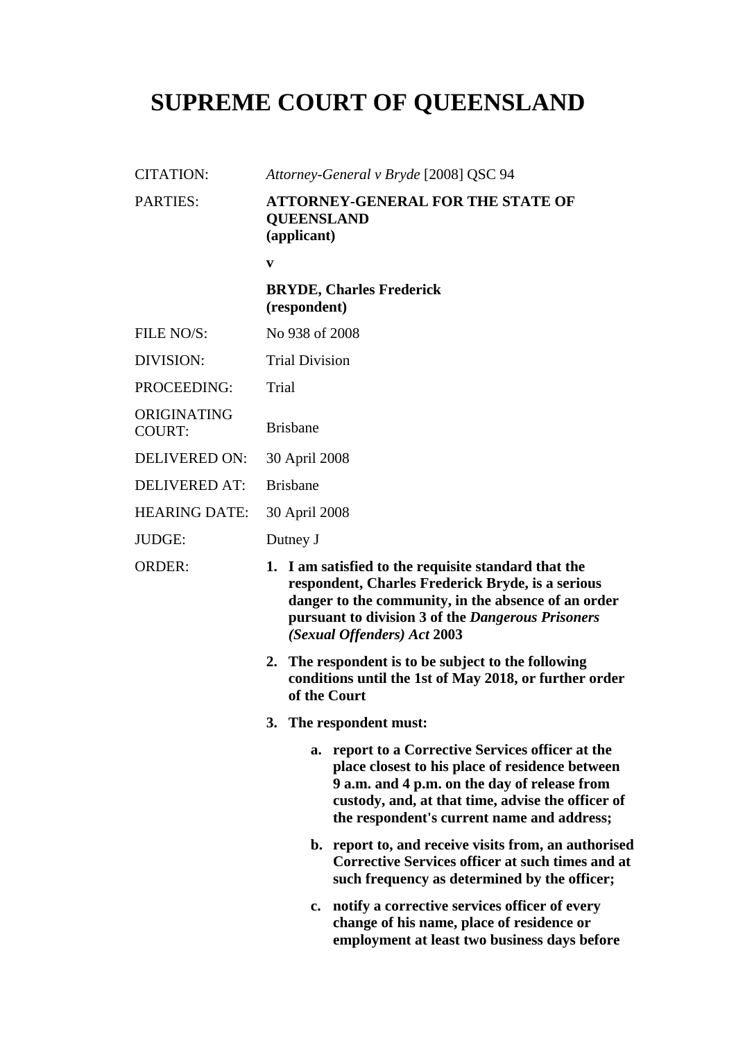# SUPREME COURT OF QUEENSLAND

| | |
|---|---|
| CITATION: | *Attorney-General v Bryde* [2008] QSC 94 |
| PARTIES: | **ATTORNEY-GENERAL FOR THE STATE OF QUEENSLAND (applicant)**<br><br>**v**<br><br>**BRYDE, Charles Frederick (respondent)** |
| FILE NO/S: | No 938 of 2008 |
| DIVISION: | Trial Division |
| PROCEEDING: | Trial |
| ORIGINATING COURT: | Brisbane |
| DELIVERED ON: | 30 April 2008 |
| DELIVERED AT: | Brisbane |
| HEARING DATE: | 30 April 2008 |
| JUDGE: | Dutney J |
| ORDER: | **1. I am satisfied to the requisite standard that the respondent, Charles Frederick Bryde, is a serious danger to the community, in the absence of an order pursuant to division 3 of the *Dangerous Prisoners (Sexual Offenders) Act* 2003**<br><br>**2. The respondent is to be subject to the following conditions until the 1st of May 2018, or further order of the Court**<br><br>**3. The respondent must:**<br><br>**a. report to a Corrective Services officer at the place closest to his place of residence between 9 a.m. and 4 p.m. on the day of release from custody, and, at that time, advise the officer of the respondent's current name and address;**<br><br>**b. report to, and receive visits from, an authorised Corrective Services officer at such times and at such frequency as determined by the officer;**<br><br>**c. notify a corrective services officer of every change of his name, place of residence or employment at least two business days before** |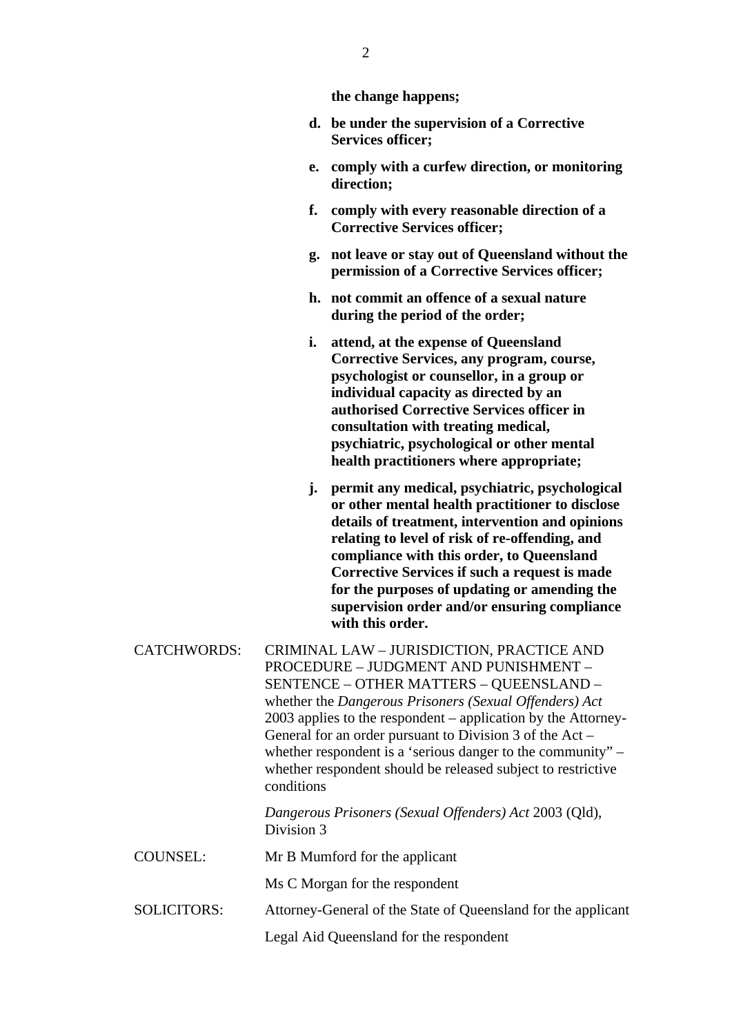**the change happens;**

**d. be under the supervision of a Corrective Services officer;**

**e. comply with a curfew direction, or monitoring direction;**

**f. comply with every reasonable direction of a Corrective Services officer;**

**g. not leave or stay out of Queensland without the permission of a Corrective Services officer;**

**h. not commit an offence of a sexual nature during the period of the order;**

**i. attend, at the expense of Queensland Corrective Services, any program, course, psychologist or counsellor, in a group or individual capacity as directed by an authorised Corrective Services officer in consultation with treating medical, psychiatric, psychological or other mental health practitioners where appropriate;**

**j. permit any medical, psychiatric, psychological or other mental health practitioner to disclose details of treatment, intervention and opinions relating to level of risk of re-offending, and compliance with this order, to Queensland Corrective Services if such a request is made for the purposes of updating or amending the supervision order and/or ensuring compliance with this order.**

CATCHWORDS: CRIMINAL LAW – JURISDICTION, PRACTICE AND PROCEDURE – JUDGMENT AND PUNISHMENT – SENTENCE – OTHER MATTERS – QUEENSLAND – whether the *Dangerous Prisoners (Sexual Offenders) Act* 2003 applies to the respondent – application by the Attorney-General for an order pursuant to Division 3 of the Act – whether respondent is a 'serious danger to the community" – whether respondent should be released subject to restrictive conditions

*Dangerous Prisoners (Sexual Offenders) Act* 2003 (Qld), Division 3

COUNSEL: Mr B Mumford for the applicant

Ms C Morgan for the respondent

SOLICITORS: Attorney-General of the State of Queensland for the applicant

Legal Aid Queensland for the respondent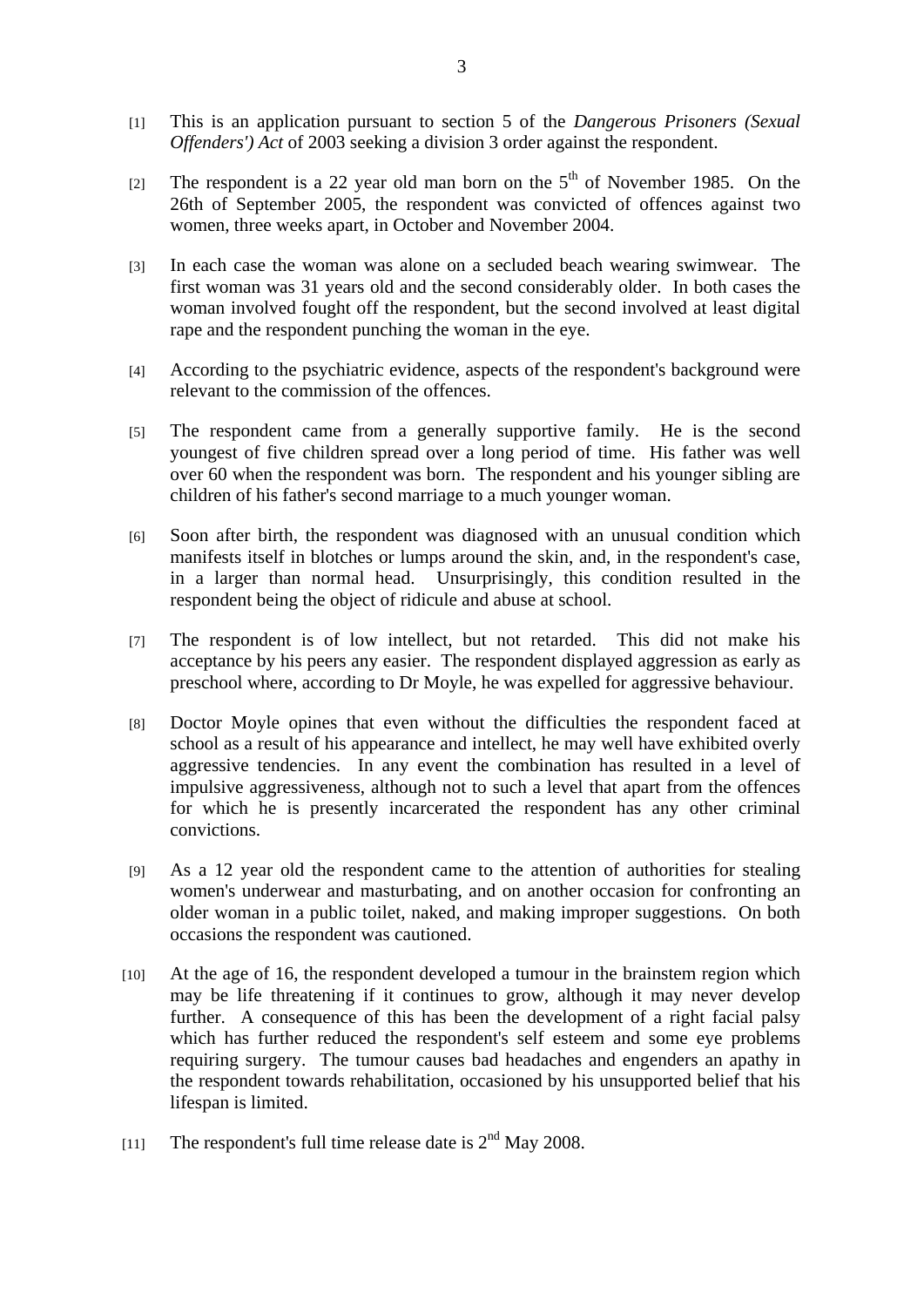[1] This is an application pursuant to section 5 of the *Dangerous Prisoners (Sexual Offenders') Act* of 2003 seeking a division 3 order against the respondent.

[2] The respondent is a 22 year old man born on the 5th of November 1985. On the 26th of September 2005, the respondent was convicted of offences against two women, three weeks apart, in October and November 2004.

[3] In each case the woman was alone on a secluded beach wearing swimwear. The first woman was 31 years old and the second considerably older. In both cases the woman involved fought off the respondent, but the second involved at least digital rape and the respondent punching the woman in the eye.

[4] According to the psychiatric evidence, aspects of the respondent's background were relevant to the commission of the offences.

[5] The respondent came from a generally supportive family. He is the second youngest of five children spread over a long period of time. His father was well over 60 when the respondent was born. The respondent and his younger sibling are children of his father's second marriage to a much younger woman.

[6] Soon after birth, the respondent was diagnosed with an unusual condition which manifests itself in blotches or lumps around the skin, and, in the respondent's case, in a larger than normal head. Unsurprisingly, this condition resulted in the respondent being the object of ridicule and abuse at school.

[7] The respondent is of low intellect, but not retarded. This did not make his acceptance by his peers any easier. The respondent displayed aggression as early as preschool where, according to Dr Moyle, he was expelled for aggressive behaviour.

[8] Doctor Moyle opines that even without the difficulties the respondent faced at school as a result of his appearance and intellect, he may well have exhibited overly aggressive tendencies. In any event the combination has resulted in a level of impulsive aggressiveness, although not to such a level that apart from the offences for which he is presently incarcerated the respondent has any other criminal convictions.

[9] As a 12 year old the respondent came to the attention of authorities for stealing women's underwear and masturbating, and on another occasion for confronting an older woman in a public toilet, naked, and making improper suggestions. On both occasions the respondent was cautioned.

[10] At the age of 16, the respondent developed a tumour in the brainstem region which may be life threatening if it continues to grow, although it may never develop further. A consequence of this has been the development of a right facial palsy which has further reduced the respondent's self esteem and some eye problems requiring surgery. The tumour causes bad headaches and engenders an apathy in the respondent towards rehabilitation, occasioned by his unsupported belief that his lifespan is limited.

[11] The respondent's full time release date is 2nd May 2008.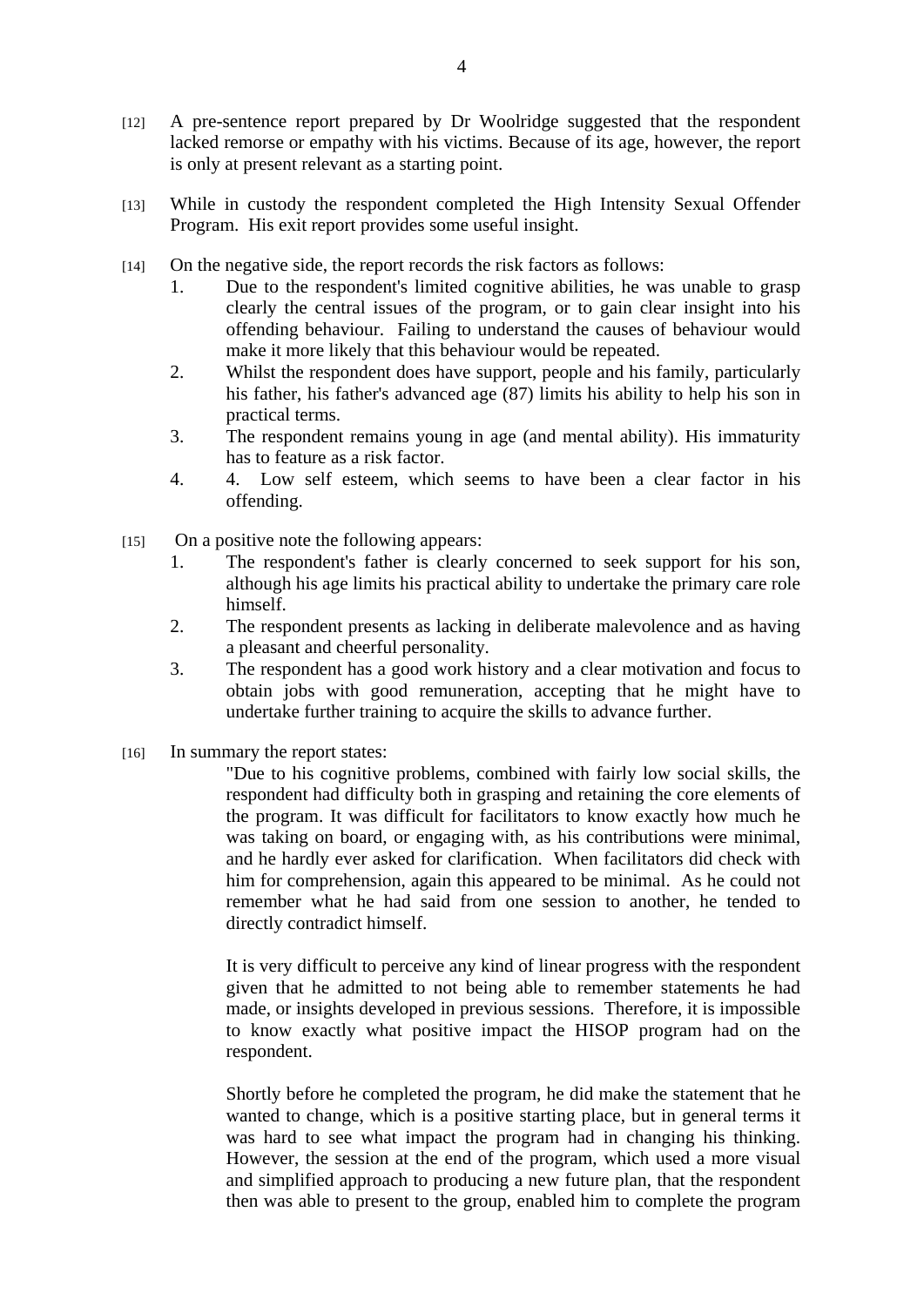[12] A pre-sentence report prepared by Dr Woolridge suggested that the respondent lacked remorse or empathy with his victims. Because of its age, however, the report is only at present relevant as a starting point.

[13] While in custody the respondent completed the High Intensity Sexual Offender Program. His exit report provides some useful insight.

[14] On the negative side, the report records the risk factors as follows:

1. Due to the respondent's limited cognitive abilities, he was unable to grasp clearly the central issues of the program, or to gain clear insight into his offending behaviour. Failing to understand the causes of behaviour would make it more likely that this behaviour would be repeated.
2. Whilst the respondent does have support, people and his family, particularly his father, his father's advanced age (87) limits his ability to help his son in practical terms.
3. The respondent remains young in age (and mental ability). His immaturity has to feature as a risk factor.
4. 4. Low self esteem, which seems to have been a clear factor in his offending.

[15] On a positive note the following appears:

1. The respondent's father is clearly concerned to seek support for his son, although his age limits his practical ability to undertake the primary care role himself.
2. The respondent presents as lacking in deliberate malevolence and as having a pleasant and cheerful personality.
3. The respondent has a good work history and a clear motivation and focus to obtain jobs with good remuneration, accepting that he might have to undertake further training to acquire the skills to advance further.

[16] In summary the report states:

> "Due to his cognitive problems, combined with fairly low social skills, the respondent had difficulty both in grasping and retaining the core elements of the program. It was difficult for facilitators to know exactly how much he was taking on board, or engaging with, as his contributions were minimal, and he hardly ever asked for clarification. When facilitators did check with him for comprehension, again this appeared to be minimal. As he could not remember what he had said from one session to another, he tended to directly contradict himself.
>
> It is very difficult to perceive any kind of linear progress with the respondent given that he admitted to not being able to remember statements he had made, or insights developed in previous sessions. Therefore, it is impossible to know exactly what positive impact the HISOP program had on the respondent.
>
> Shortly before he completed the program, he did make the statement that he wanted to change, which is a positive starting place, but in general terms it was hard to see what impact the program had in changing his thinking. However, the session at the end of the program, which used a more visual and simplified approach to producing a new future plan, that the respondent then was able to present to the group, enabled him to complete the program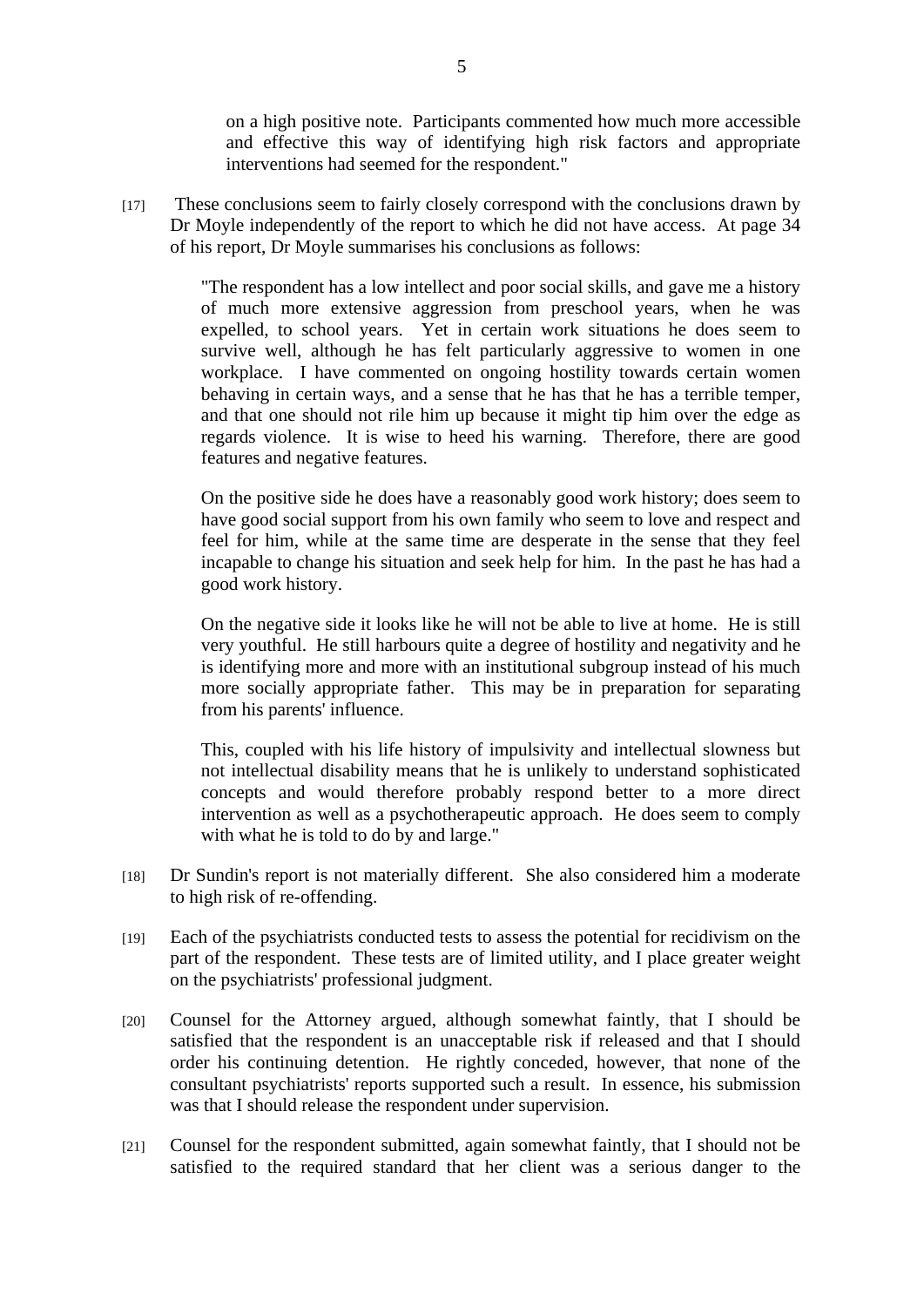> on a high positive note. Participants commented how much more accessible and effective this way of identifying high risk factors and appropriate interventions had seemed for the respondent."

[17] These conclusions seem to fairly closely correspond with the conclusions drawn by Dr Moyle independently of the report to which he did not have access. At page 34 of his report, Dr Moyle summarises his conclusions as follows:

> "The respondent has a low intellect and poor social skills, and gave me a history of much more extensive aggression from preschool years, when he was expelled, to school years. Yet in certain work situations he does seem to survive well, although he has felt particularly aggressive to women in one workplace. I have commented on ongoing hostility towards certain women behaving in certain ways, and a sense that he has that he has a terrible temper, and that one should not rile him up because it might tip him over the edge as regards violence. It is wise to heed his warning. Therefore, there are good features and negative features.
>
> On the positive side he does have a reasonably good work history; does seem to have good social support from his own family who seem to love and respect and feel for him, while at the same time are desperate in the sense that they feel incapable to change his situation and seek help for him. In the past he has had a good work history.
>
> On the negative side it looks like he will not be able to live at home. He is still very youthful. He still harbours quite a degree of hostility and negativity and he is identifying more and more with an institutional subgroup instead of his much more socially appropriate father. This may be in preparation for separating from his parents' influence.
>
> This, coupled with his life history of impulsivity and intellectual slowness but not intellectual disability means that he is unlikely to understand sophisticated concepts and would therefore probably respond better to a more direct intervention as well as a psychotherapeutic approach. He does seem to comply with what he is told to do by and large."

[18] Dr Sundin's report is not materially different. She also considered him a moderate to high risk of re-offending.

[19] Each of the psychiatrists conducted tests to assess the potential for recidivism on the part of the respondent. These tests are of limited utility, and I place greater weight on the psychiatrists' professional judgment.

[20] Counsel for the Attorney argued, although somewhat faintly, that I should be satisfied that the respondent is an unacceptable risk if released and that I should order his continuing detention. He rightly conceded, however, that none of the consultant psychiatrists' reports supported such a result. In essence, his submission was that I should release the respondent under supervision.

[21] Counsel for the respondent submitted, again somewhat faintly, that I should not be satisfied to the required standard that her client was a serious danger to the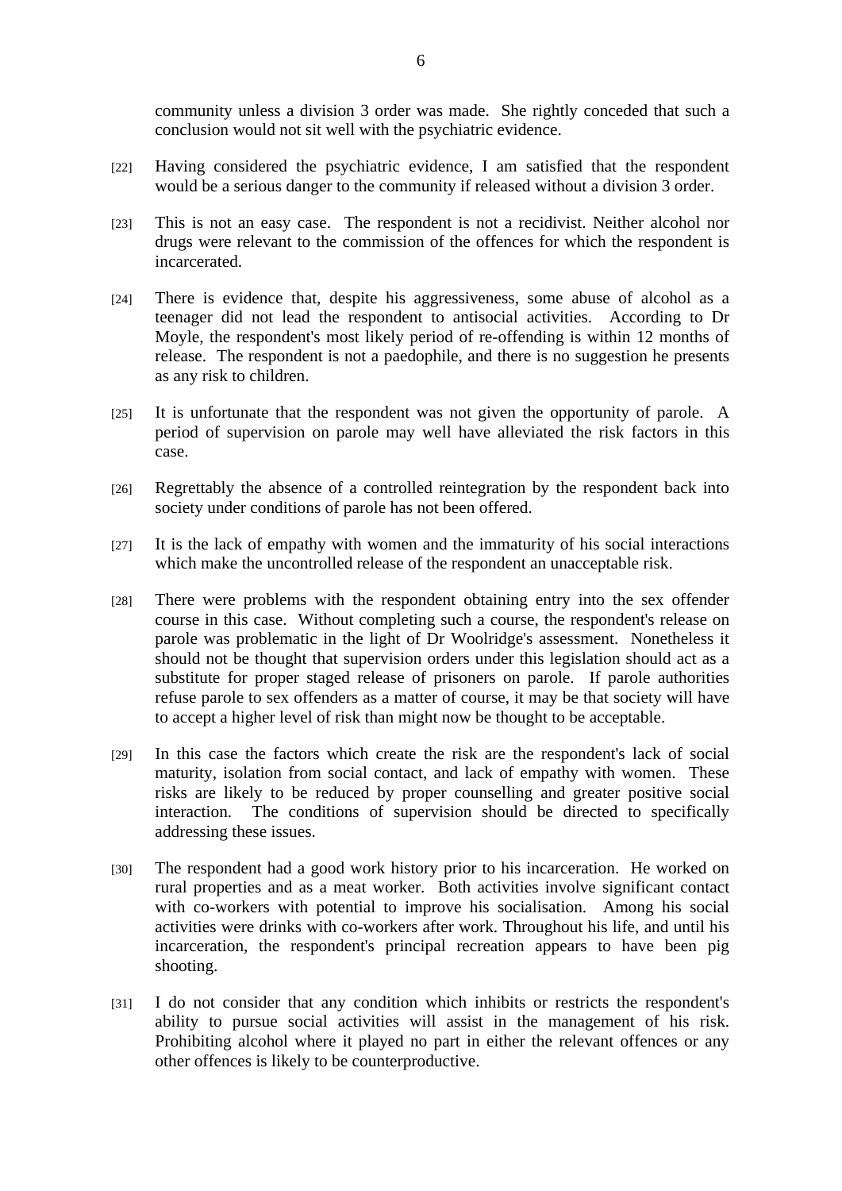community unless a division 3 order was made. She rightly conceded that such a conclusion would not sit well with the psychiatric evidence.

[22] Having considered the psychiatric evidence, I am satisfied that the respondent would be a serious danger to the community if released without a division 3 order.

[23] This is not an easy case. The respondent is not a recidivist. Neither alcohol nor drugs were relevant to the commission of the offences for which the respondent is incarcerated.

[24] There is evidence that, despite his aggressiveness, some abuse of alcohol as a teenager did not lead the respondent to antisocial activities. According to Dr Moyle, the respondent's most likely period of re-offending is within 12 months of release. The respondent is not a paedophile, and there is no suggestion he presents as any risk to children.

[25] It is unfortunate that the respondent was not given the opportunity of parole. A period of supervision on parole may well have alleviated the risk factors in this case.

[26] Regrettably the absence of a controlled reintegration by the respondent back into society under conditions of parole has not been offered.

[27] It is the lack of empathy with women and the immaturity of his social interactions which make the uncontrolled release of the respondent an unacceptable risk.

[28] There were problems with the respondent obtaining entry into the sex offender course in this case. Without completing such a course, the respondent's release on parole was problematic in the light of Dr Woolridge's assessment. Nonetheless it should not be thought that supervision orders under this legislation should act as a substitute for proper staged release of prisoners on parole. If parole authorities refuse parole to sex offenders as a matter of course, it may be that society will have to accept a higher level of risk than might now be thought to be acceptable.

[29] In this case the factors which create the risk are the respondent's lack of social maturity, isolation from social contact, and lack of empathy with women. These risks are likely to be reduced by proper counselling and greater positive social interaction. The conditions of supervision should be directed to specifically addressing these issues.

[30] The respondent had a good work history prior to his incarceration. He worked on rural properties and as a meat worker. Both activities involve significant contact with co-workers with potential to improve his socialisation. Among his social activities were drinks with co-workers after work. Throughout his life, and until his incarceration, the respondent's principal recreation appears to have been pig shooting.

[31] I do not consider that any condition which inhibits or restricts the respondent's ability to pursue social activities will assist in the management of his risk. Prohibiting alcohol where it played no part in either the relevant offences or any other offences is likely to be counterproductive.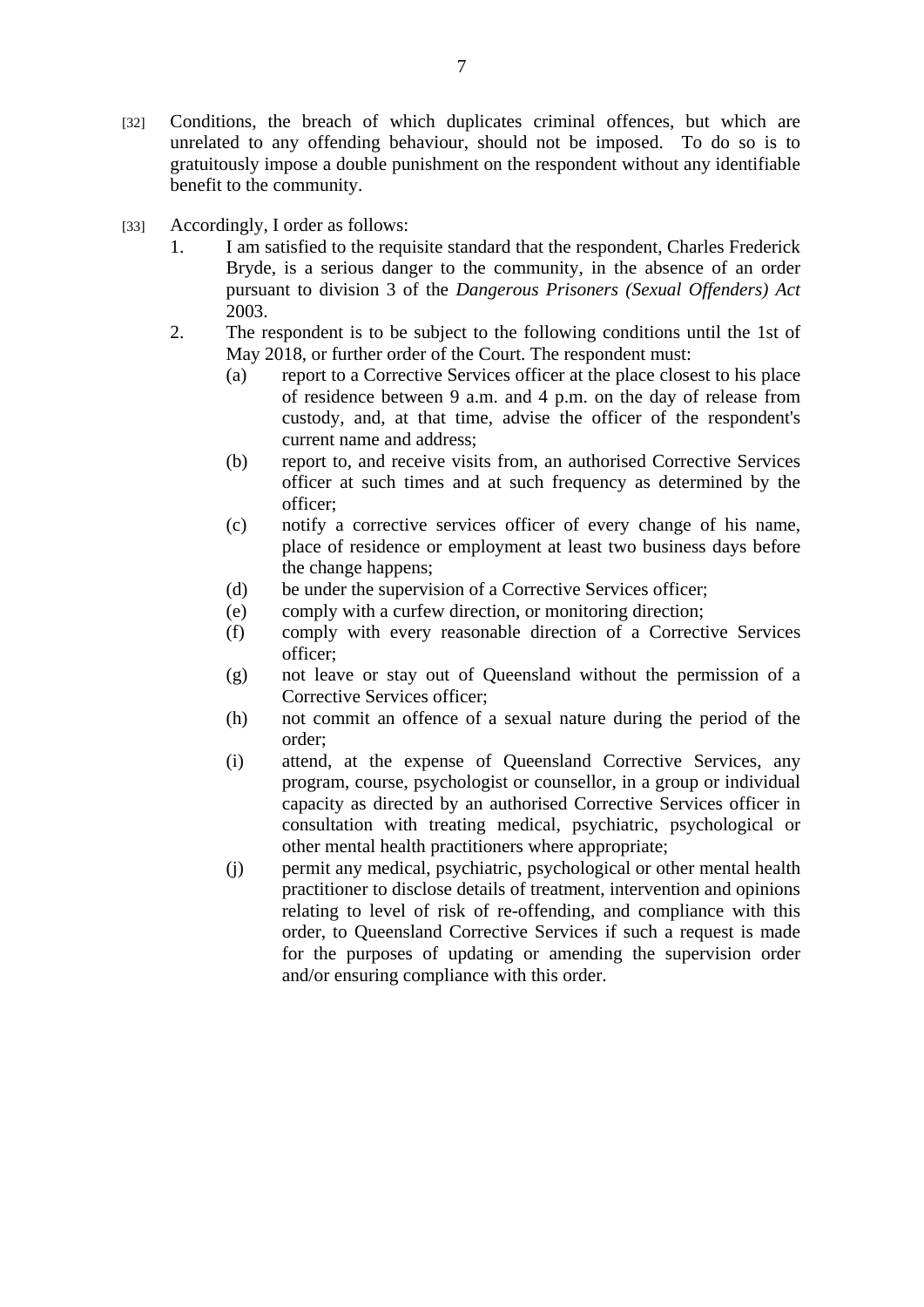[32] Conditions, the breach of which duplicates criminal offences, but which are unrelated to any offending behaviour, should not be imposed. To do so is to gratuitously impose a double punishment on the respondent without any identifiable benefit to the community.

[33] Accordingly, I order as follows:

1. I am satisfied to the requisite standard that the respondent, Charles Frederick Bryde, is a serious danger to the community, in the absence of an order pursuant to division 3 of the *Dangerous Prisoners (Sexual Offenders) Act* 2003.
2. The respondent is to be subject to the following conditions until the 1st of May 2018, or further order of the Court. The respondent must:
   (a) report to a Corrective Services officer at the place closest to his place of residence between 9 a.m. and 4 p.m. on the day of release from custody, and, at that time, advise the officer of the respondent's current name and address;
   (b) report to, and receive visits from, an authorised Corrective Services officer at such times and at such frequency as determined by the officer;
   (c) notify a corrective services officer of every change of his name, place of residence or employment at least two business days before the change happens;
   (d) be under the supervision of a Corrective Services officer;
   (e) comply with a curfew direction, or monitoring direction;
   (f) comply with every reasonable direction of a Corrective Services officer;
   (g) not leave or stay out of Queensland without the permission of a Corrective Services officer;
   (h) not commit an offence of a sexual nature during the period of the order;
   (i) attend, at the expense of Queensland Corrective Services, any program, course, psychologist or counsellor, in a group or individual capacity as directed by an authorised Corrective Services officer in consultation with treating medical, psychiatric, psychological or other mental health practitioners where appropriate;
   (j) permit any medical, psychiatric, psychological or other mental health practitioner to disclose details of treatment, intervention and opinions relating to level of risk of re-offending, and compliance with this order, to Queensland Corrective Services if such a request is made for the purposes of updating or amending the supervision order and/or ensuring compliance with this order.